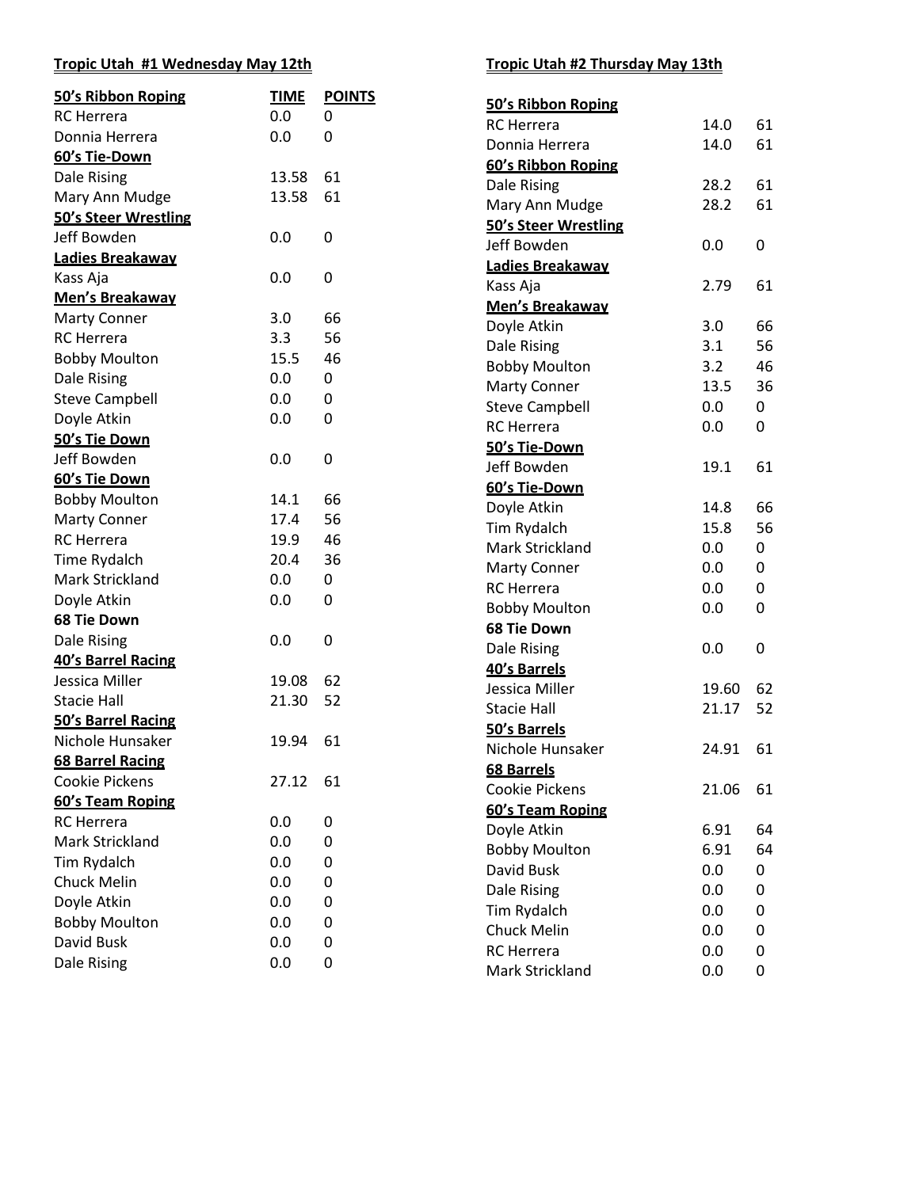## Tropic Utah #1 Wednesday May 12th

| 50's Ribbon Roping | TIME | POINTS |
|---|---|---|
| RC Herrera | 0.0 | 0 |
| Donnia Herrera | 0.0 | 0 |
| **60's Tie-Down** | | |
| Dale Rising | 13.58 | 61 |
| Mary Ann Mudge | 13.58 | 61 |
| **50's Steer Wrestling** | | |
| Jeff Bowden | 0.0 | 0 |
| **Ladies Breakaway** | | |
| Kass Aja | 0.0 | 0 |
| **Men's Breakaway** | | |
| Marty Conner | 3.0 | 66 |
| RC Herrera | 3.3 | 56 |
| Bobby Moulton | 15.5 | 46 |
| Dale Rising | 0.0 | 0 |
| Steve Campbell | 0.0 | 0 |
| Doyle Atkin | 0.0 | 0 |
| **50's Tie Down** | | |
| Jeff Bowden | 0.0 | 0 |
| **60's Tie Down** | | |
| Bobby Moulton | 14.1 | 66 |
| Marty Conner | 17.4 | 56 |
| RC Herrera | 19.9 | 46 |
| Time Rydalch | 20.4 | 36 |
| Mark Strickland | 0.0 | 0 |
| Doyle Atkin | 0.0 | 0 |
| **68 Tie Down** | | |
| Dale Rising | 0.0 | 0 |
| **40's Barrel Racing** | | |
| Jessica Miller | 19.08 | 62 |
| Stacie Hall | 21.30 | 52 |
| **50's Barrel Racing** | | |
| Nichole Hunsaker | 19.94 | 61 |
| **68 Barrel Racing** | | |
| Cookie Pickens | 27.12 | 61 |
| **60's Team Roping** | | |
| RC Herrera | 0.0 | 0 |
| Mark Strickland | 0.0 | 0 |
| Tim Rydalch | 0.0 | 0 |
| Chuck Melin | 0.0 | 0 |
| Doyle Atkin | 0.0 | 0 |
| Bobby Moulton | 0.0 | 0 |
| David Busk | 0.0 | 0 |
| Dale Rising | 0.0 | 0 |

## Tropic Utah #2 Thursday May 13th

| 50's Ribbon Roping | | |
|---|---|---|
| RC Herrera | 14.0 | 61 |
| Donnia Herrera | 14.0 | 61 |
| **60's Ribbon Roping** | | |
| Dale Rising | 28.2 | 61 |
| Mary Ann Mudge | 28.2 | 61 |
| **50's Steer Wrestling** | | |
| Jeff Bowden | 0.0 | 0 |
| **Ladies Breakaway** | | |
| Kass Aja | 2.79 | 61 |
| **Men's Breakaway** | | |
| Doyle Atkin | 3.0 | 66 |
| Dale Rising | 3.1 | 56 |
| Bobby Moulton | 3.2 | 46 |
| Marty Conner | 13.5 | 36 |
| Steve Campbell | 0.0 | 0 |
| RC Herrera | 0.0 | 0 |
| **50's Tie-Down** | | |
| Jeff Bowden | 19.1 | 61 |
| **60's Tie-Down** | | |
| Doyle Atkin | 14.8 | 66 |
| Tim Rydalch | 15.8 | 56 |
| Mark Strickland | 0.0 | 0 |
| Marty Conner | 0.0 | 0 |
| RC Herrera | 0.0 | 0 |
| Bobby Moulton | 0.0 | 0 |
| **68 Tie Down** | | |
| Dale Rising | 0.0 | 0 |
| **40's Barrels** | | |
| Jessica Miller | 19.60 | 62 |
| Stacie Hall | 21.17 | 52 |
| **50's Barrels** | | |
| Nichole Hunsaker | 24.91 | 61 |
| **68 Barrels** | | |
| Cookie Pickens | 21.06 | 61 |
| **60's Team Roping** | | |
| Doyle Atkin | 6.91 | 64 |
| Bobby Moulton | 6.91 | 64 |
| David Busk | 0.0 | 0 |
| Dale Rising | 0.0 | 0 |
| Tim Rydalch | 0.0 | 0 |
| Chuck Melin | 0.0 | 0 |
| RC Herrera | 0.0 | 0 |
| Mark Strickland | 0.0 | 0 |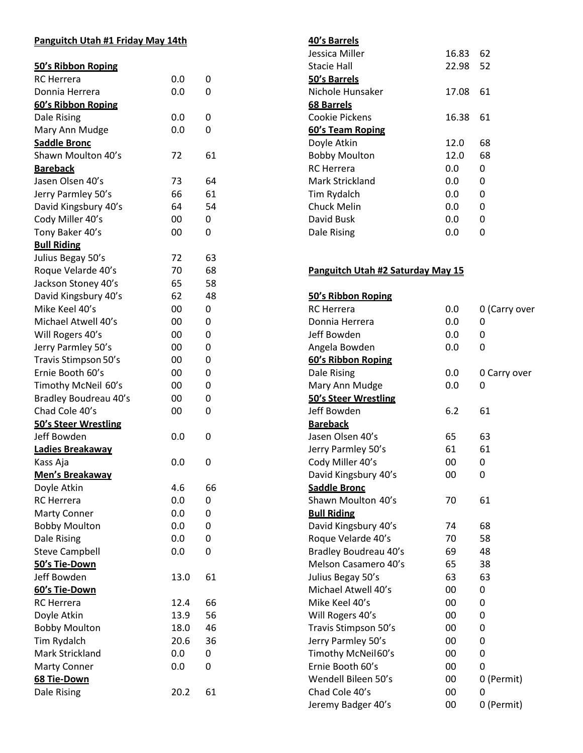**Panguitch Utah #1 Friday May 14th**

**50's Ribbon Roping**

| | | |
|---|---|---|
| RC Herrera | 0.0 | 0 |
| Donnia Herrera | 0.0 | 0 |

**60's Ribbon Roping**

| | | |
|---|---|---|
| Dale Rising | 0.0 | 0 |
| Mary Ann Mudge | 0.0 | 0 |

**Saddle Bronc**

| | | |
|---|---|---|
| Shawn Moulton 40's | 72 | 61 |

**Bareback**

| | | |
|---|---|---|
| Jasen Olsen 40's | 73 | 64 |
| Jerry Parmley 50's | 66 | 61 |
| David Kingsbury 40's | 64 | 54 |
| Cody Miller 40's | 00 | 0 |
| Tony Baker 40's | 00 | 0 |

**Bull Riding**

| | | |
|---|---|---|
| Julius Begay 50's | 72 | 63 |
| Roque Velarde 40's | 70 | 68 |
| Jackson Stoney 40's | 65 | 58 |
| David Kingsbury 40's | 62 | 48 |
| Mike Keel 40's | 00 | 0 |
| Michael Atwell 40's | 00 | 0 |
| Will Rogers 40's | 00 | 0 |
| Jerry Parmley 50's | 00 | 0 |
| Travis Stimpson 50's | 00 | 0 |
| Ernie Booth 60's | 00 | 0 |
| Timothy McNeil 60's | 00 | 0 |
| Bradley Boudreau 40's | 00 | 0 |
| Chad Cole 40's | 00 | 0 |

**50's Steer Wrestling**

| | | |
|---|---|---|
| Jeff Bowden | 0.0 | 0 |

**Ladies Breakaway**

| | | |
|---|---|---|
| Kass Aja | 0.0 | 0 |

**Men's Breakaway**

| | | |
|---|---|---|
| Doyle Atkin | 4.6 | 66 |
| RC Herrera | 0.0 | 0 |
| Marty Conner | 0.0 | 0 |
| Bobby Moulton | 0.0 | 0 |
| Dale Rising | 0.0 | 0 |
| Steve Campbell | 0.0 | 0 |

**50's Tie-Down**

| | | |
|---|---|---|
| Jeff Bowden | 13.0 | 61 |

**60's Tie-Down**

| | | |
|---|---|---|
| RC Herrera | 12.4 | 66 |
| Doyle Atkin | 13.9 | 56 |
| Bobby Moulton | 18.0 | 46 |
| Tim Rydalch | 20.6 | 36 |
| Mark Strickland | 0.0 | 0 |
| Marty Conner | 0.0 | 0 |

**68 Tie-Down**

| | | |
|---|---|---|
| Dale Rising | 20.2 | 61 |

**40's Barrels**

| | | |
|---|---|---|
| Jessica Miller | 16.83 | 62 |
| Stacie Hall | 22.98 | 52 |

**50's Barrels**

| | | |
|---|---|---|
| Nichole Hunsaker | 17.08 | 61 |

**68 Barrels**

| | | |
|---|---|---|
| Cookie Pickens | 16.38 | 61 |

**60's Team Roping**

| | | |
|---|---|---|
| Doyle Atkin | 12.0 | 68 |
| Bobby Moulton | 12.0 | 68 |
| RC Herrera | 0.0 | 0 |
| Mark Strickland | 0.0 | 0 |
| Tim Rydalch | 0.0 | 0 |
| Chuck Melin | 0.0 | 0 |
| David Busk | 0.0 | 0 |
| Dale Rising | 0.0 | 0 |

**Panguitch Utah #2 Saturday May 15**

**50's Ribbon Roping**

| | | |
|---|---|---|
| RC Herrera | 0.0 | 0 (Carry over |
| Donnia Herrera | 0.0 | 0 |
| Jeff Bowden | 0.0 | 0 |
| Angela Bowden | 0.0 | 0 |

**60's Ribbon Roping**

| | | |
|---|---|---|
| Dale Rising | 0.0 | 0 Carry over |
| Mary Ann Mudge | 0.0 | 0 |

**50's Steer Wrestling**

| | | |
|---|---|---|
| Jeff Bowden | 6.2 | 61 |

**Bareback**

| | | |
|---|---|---|
| Jasen Olsen 40's | 65 | 63 |
| Jerry Parmley 50's | 61 | 61 |
| Cody Miller 40's | 00 | 0 |
| David Kingsbury 40's | 00 | 0 |

**Saddle Bronc**

| | | |
|---|---|---|
| Shawn Moulton 40's | 70 | 61 |

**Bull Riding**

| | | |
|---|---|---|
| David Kingsbury 40's | 74 | 68 |
| Roque Velarde 40's | 70 | 58 |
| Bradley Boudreau 40's | 69 | 48 |
| Melson Casamero 40's | 65 | 38 |
| Julius Begay 50's | 63 | 63 |
| Michael Atwell 40's | 00 | 0 |
| Mike Keel 40's | 00 | 0 |
| Will Rogers 40's | 00 | 0 |
| Travis Stimpson 50's | 00 | 0 |
| Jerry Parmley 50's | 00 | 0 |
| Timothy McNeil 60's | 00 | 0 |
| Ernie Booth 60's | 00 | 0 |
| Wendell Bileen 50's | 00 | 0 (Permit) |
| Chad Cole 40's | 00 | 0 |
| Jeremy Badger 40's | 00 | 0 (Permit) |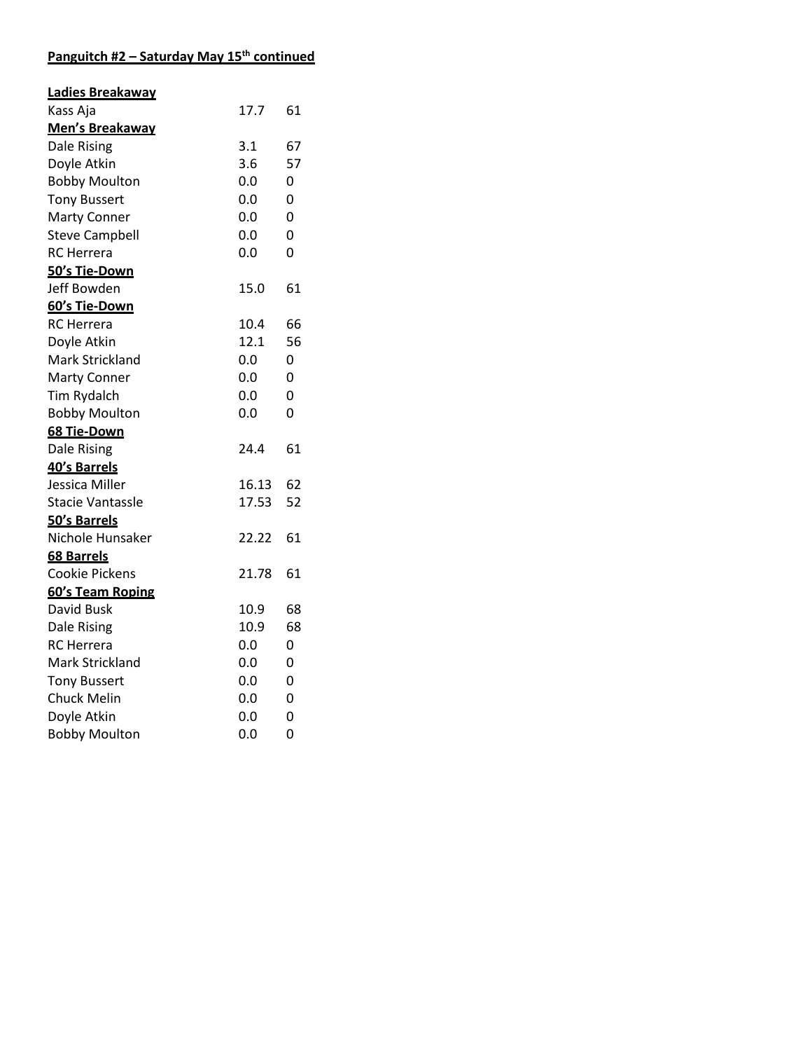**Panguitch #2 – Saturday May 15th continued**

| | | |
|---|---|---|
| **Ladies Breakaway** | | |
| Kass Aja | 17.7 | 61 |
| **Men's Breakaway** | | |
| Dale Rising | 3.1 | 67 |
| Doyle Atkin | 3.6 | 57 |
| Bobby Moulton | 0.0 | 0 |
| Tony Bussert | 0.0 | 0 |
| Marty Conner | 0.0 | 0 |
| Steve Campbell | 0.0 | 0 |
| RC Herrera | 0.0 | 0 |
| **50's Tie-Down** | | |
| Jeff Bowden | 15.0 | 61 |
| **60's Tie-Down** | | |
| RC Herrera | 10.4 | 66 |
| Doyle Atkin | 12.1 | 56 |
| Mark Strickland | 0.0 | 0 |
| Marty Conner | 0.0 | 0 |
| Tim Rydalch | 0.0 | 0 |
| Bobby Moulton | 0.0 | 0 |
| **68 Tie-Down** | | |
| Dale Rising | 24.4 | 61 |
| **40's Barrels** | | |
| Jessica Miller | 16.13 | 62 |
| Stacie Vantassle | 17.53 | 52 |
| **50's Barrels** | | |
| Nichole Hunsaker | 22.22 | 61 |
| **68 Barrels** | | |
| Cookie Pickens | 21.78 | 61 |
| **60's Team Roping** | | |
| David Busk | 10.9 | 68 |
| Dale Rising | 10.9 | 68 |
| RC Herrera | 0.0 | 0 |
| Mark Strickland | 0.0 | 0 |
| Tony Bussert | 0.0 | 0 |
| Chuck Melin | 0.0 | 0 |
| Doyle Atkin | 0.0 | 0 |
| Bobby Moulton | 0.0 | 0 |